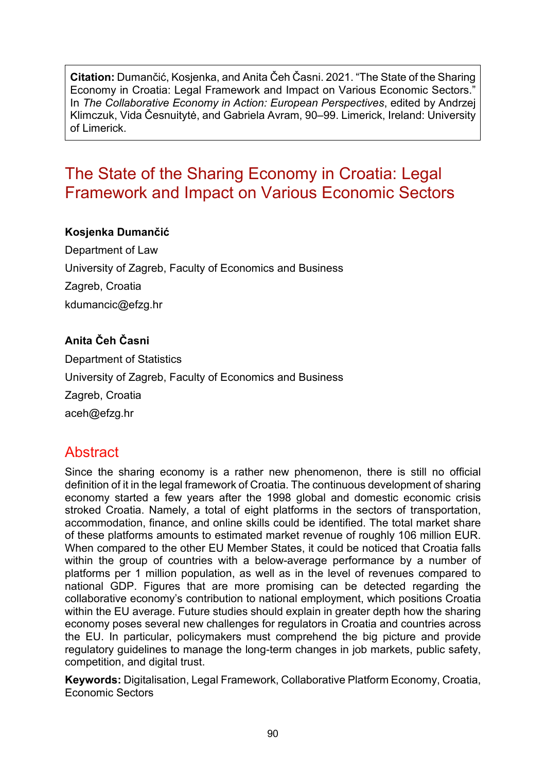**Citation:** Dumančić, Kosjenka, and Anita Čeh Časni. 2021. "The State of the Sharing Economy in Croatia: Legal Framework and Impact on Various Economic Sectors." In *The Collaborative Economy in Action: European Perspectives*, edited by Andrzej Klimczuk, Vida Česnuitytė, and Gabriela Avram, 90–99. Limerick, Ireland: University of Limerick.

# The State of the Sharing Economy in Croatia: Legal Framework and Impact on Various Economic Sectors

**Kosjenka Dumančić**

Department of Law

University of Zagreb, Faculty of Economics and Business

Zagreb, Croatia

kdumancic@efzg.hr

**Anita Čeh Časni**

Department of Statistics

University of Zagreb, Faculty of Economics and Business

Zagreb, Croatia

aceh@efzg.hr

## Abstract

Since the sharing economy is a rather new phenomenon, there is still no official definition of it in the legal framework of Croatia. The continuous development of sharing economy started a few years after the 1998 global and domestic economic crisis stroked Croatia. Namely, a total of eight platforms in the sectors of transportation, accommodation, finance, and online skills could be identified. The total market share of these platforms amounts to estimated market revenue of roughly 106 million EUR. When compared to the other EU Member States, it could be noticed that Croatia falls within the group of countries with a below-average performance by a number of platforms per 1 million population, as well as in the level of revenues compared to national GDP. Figures that are more promising can be detected regarding the collaborative economy's contribution to national employment, which positions Croatia within the EU average. Future studies should explain in greater depth how the sharing economy poses several new challenges for regulators in Croatia and countries across the EU. In particular, policymakers must comprehend the big picture and provide regulatory guidelines to manage the long-term changes in job markets, public safety, competition, and digital trust.

**Keywords:** Digitalisation, Legal Framework, Collaborative Platform Economy, Croatia, Economic Sectors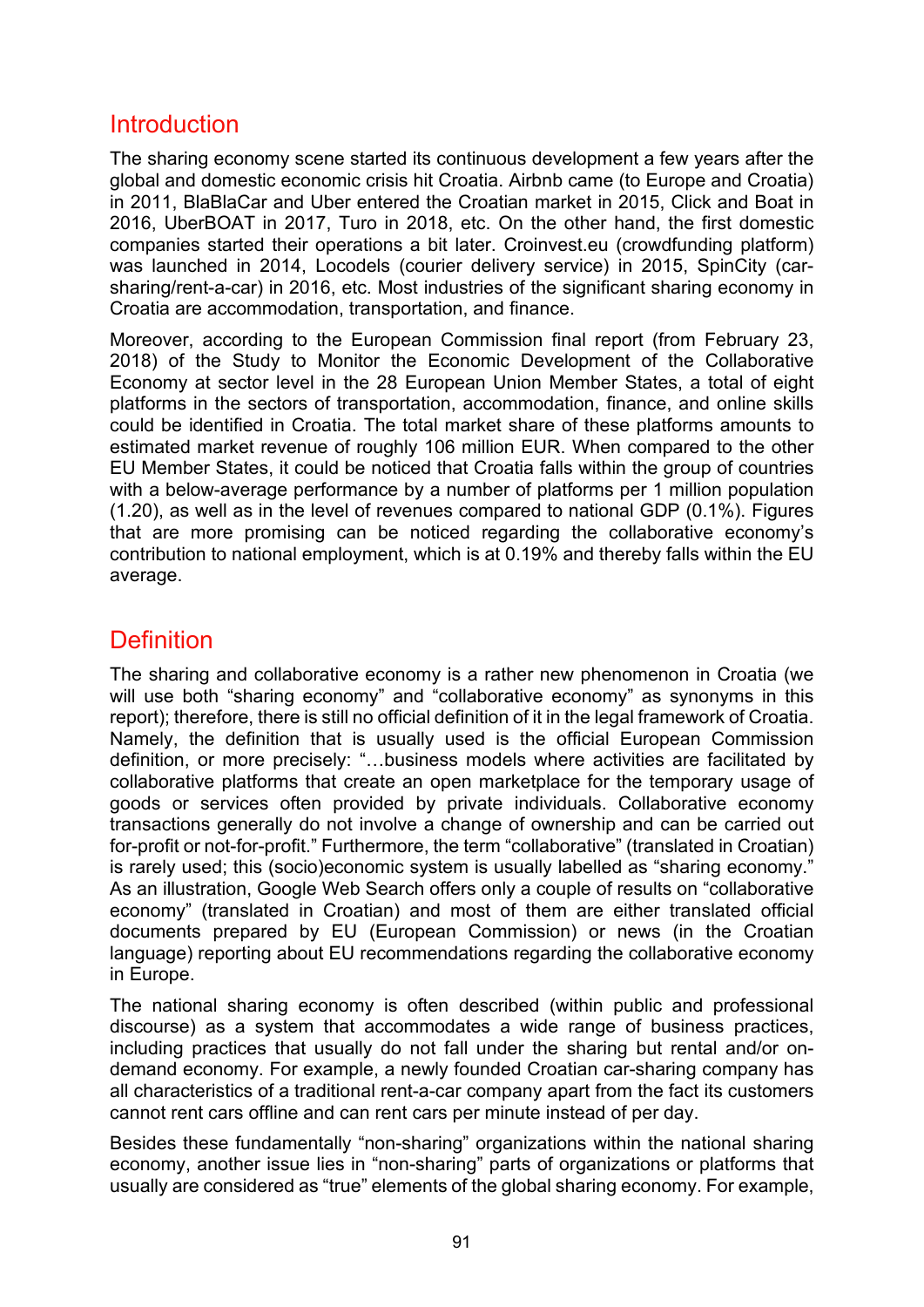## Introduction

The sharing economy scene started its continuous development a few years after the global and domestic economic crisis hit Croatia. Airbnb came (to Europe and Croatia) in 2011, BlaBlaCar and Uber entered the Croatian market in 2015, Click and Boat in 2016, UberBOAT in 2017, Turo in 2018, etc. On the other hand, the first domestic companies started their operations a bit later. Croinvest.eu (crowdfunding platform) was launched in 2014, Locodels (courier delivery service) in 2015, SpinCity (car-sharing/rent-a-car) in 2016, etc. Most industries of the significant sharing economy in Croatia are accommodation, transportation, and finance.

Moreover, according to the European Commission final report (from February 23, 2018) of the Study to Monitor the Economic Development of the Collaborative Economy at sector level in the 28 European Union Member States, a total of eight platforms in the sectors of transportation, accommodation, finance, and online skills could be identified in Croatia. The total market share of these platforms amounts to estimated market revenue of roughly 106 million EUR. When compared to the other EU Member States, it could be noticed that Croatia falls within the group of countries with a below-average performance by a number of platforms per 1 million population (1.20), as well as in the level of revenues compared to national GDP (0.1%). Figures that are more promising can be noticed regarding the collaborative economy's contribution to national employment, which is at 0.19% and thereby falls within the EU average.

## Definition

The sharing and collaborative economy is a rather new phenomenon in Croatia (we will use both "sharing economy" and "collaborative economy" as synonyms in this report); therefore, there is still no official definition of it in the legal framework of Croatia. Namely, the definition that is usually used is the official European Commission definition, or more precisely: "…business models where activities are facilitated by collaborative platforms that create an open marketplace for the temporary usage of goods or services often provided by private individuals. Collaborative economy transactions generally do not involve a change of ownership and can be carried out for-profit or not-for-profit." Furthermore, the term "collaborative" (translated in Croatian) is rarely used; this (socio)economic system is usually labelled as "sharing economy." As an illustration, Google Web Search offers only a couple of results on "collaborative economy" (translated in Croatian) and most of them are either translated official documents prepared by EU (European Commission) or news (in the Croatian language) reporting about EU recommendations regarding the collaborative economy in Europe.

The national sharing economy is often described (within public and professional discourse) as a system that accommodates a wide range of business practices, including practices that usually do not fall under the sharing but rental and/or on-demand economy. For example, a newly founded Croatian car-sharing company has all characteristics of a traditional rent-a-car company apart from the fact its customers cannot rent cars offline and can rent cars per minute instead of per day.

Besides these fundamentally "non-sharing" organizations within the national sharing economy, another issue lies in "non-sharing" parts of organizations or platforms that usually are considered as "true" elements of the global sharing economy. For example,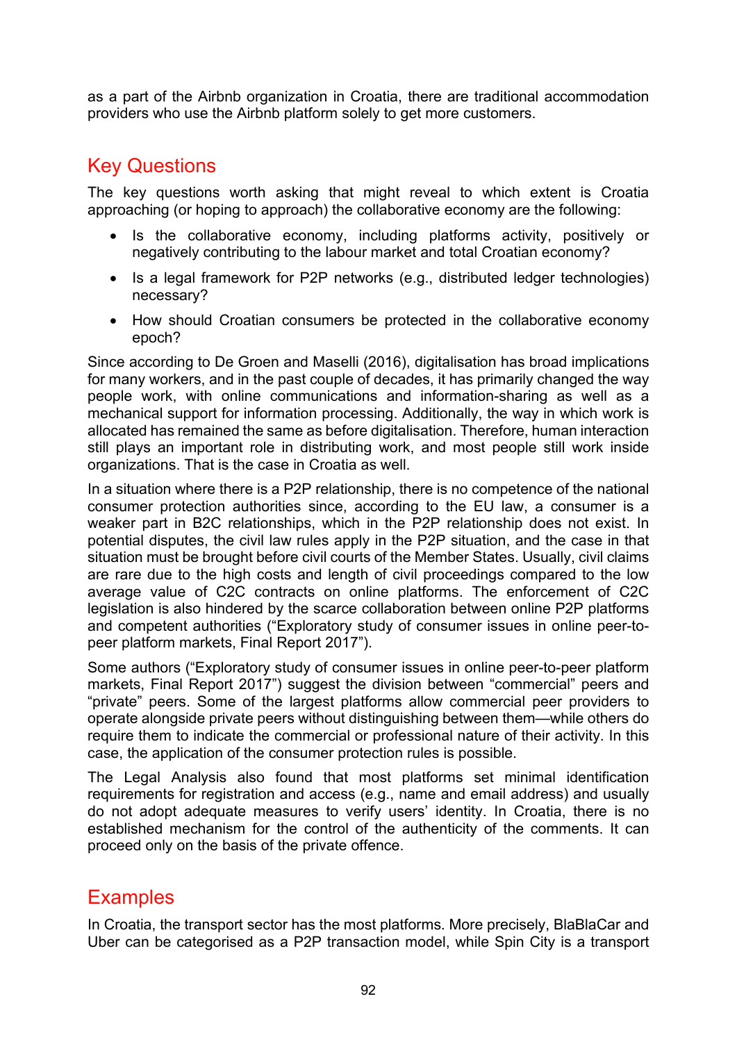as a part of the Airbnb organization in Croatia, there are traditional accommodation providers who use the Airbnb platform solely to get more customers.

## Key Questions

The key questions worth asking that might reveal to which extent is Croatia approaching (or hoping to approach) the collaborative economy are the following:

- Is the collaborative economy, including platforms activity, positively or negatively contributing to the labour market and total Croatian economy?
- Is a legal framework for P2P networks (e.g., distributed ledger technologies) necessary?
- How should Croatian consumers be protected in the collaborative economy epoch?

Since according to De Groen and Maselli (2016), digitalisation has broad implications for many workers, and in the past couple of decades, it has primarily changed the way people work, with online communications and information-sharing as well as a mechanical support for information processing. Additionally, the way in which work is allocated has remained the same as before digitalisation. Therefore, human interaction still plays an important role in distributing work, and most people still work inside organizations. That is the case in Croatia as well.

In a situation where there is a P2P relationship, there is no competence of the national consumer protection authorities since, according to the EU law, a consumer is a weaker part in B2C relationships, which in the P2P relationship does not exist. In potential disputes, the civil law rules apply in the P2P situation, and the case in that situation must be brought before civil courts of the Member States. Usually, civil claims are rare due to the high costs and length of civil proceedings compared to the low average value of C2C contracts on online platforms. The enforcement of C2C legislation is also hindered by the scarce collaboration between online P2P platforms and competent authorities ("Exploratory study of consumer issues in online peer-to-peer platform markets, Final Report 2017").

Some authors ("Exploratory study of consumer issues in online peer-to-peer platform markets, Final Report 2017") suggest the division between "commercial" peers and "private" peers. Some of the largest platforms allow commercial peer providers to operate alongside private peers without distinguishing between them—while others do require them to indicate the commercial or professional nature of their activity. In this case, the application of the consumer protection rules is possible.

The Legal Analysis also found that most platforms set minimal identification requirements for registration and access (e.g., name and email address) and usually do not adopt adequate measures to verify users' identity. In Croatia, there is no established mechanism for the control of the authenticity of the comments. It can proceed only on the basis of the private offence.

## Examples

In Croatia, the transport sector has the most platforms. More precisely, BlaBlaCar and Uber can be categorised as a P2P transaction model, while Spin City is a transport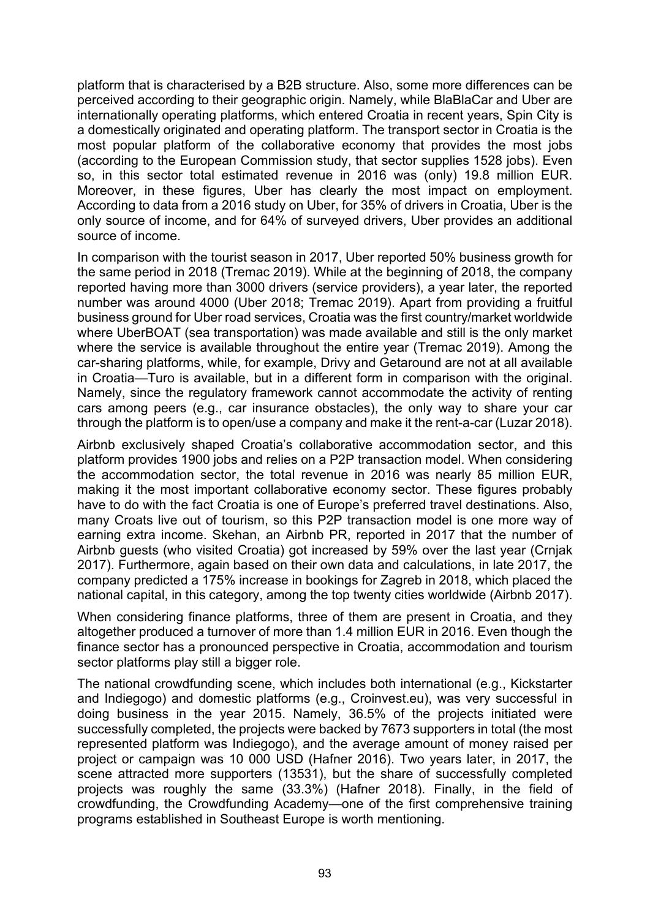platform that is characterised by a B2B structure. Also, some more differences can be perceived according to their geographic origin. Namely, while BlaBlaCar and Uber are internationally operating platforms, which entered Croatia in recent years, Spin City is a domestically originated and operating platform. The transport sector in Croatia is the most popular platform of the collaborative economy that provides the most jobs (according to the European Commission study, that sector supplies 1528 jobs). Even so, in this sector total estimated revenue in 2016 was (only) 19.8 million EUR. Moreover, in these figures, Uber has clearly the most impact on employment. According to data from a 2016 study on Uber, for 35% of drivers in Croatia, Uber is the only source of income, and for 64% of surveyed drivers, Uber provides an additional source of income.

In comparison with the tourist season in 2017, Uber reported 50% business growth for the same period in 2018 (Tremac 2019). While at the beginning of 2018, the company reported having more than 3000 drivers (service providers), a year later, the reported number was around 4000 (Uber 2018; Tremac 2019). Apart from providing a fruitful business ground for Uber road services, Croatia was the first country/market worldwide where UberBOAT (sea transportation) was made available and still is the only market where the service is available throughout the entire year (Tremac 2019). Among the car-sharing platforms, while, for example, Drivy and Getaround are not at all available in Croatia—Turo is available, but in a different form in comparison with the original. Namely, since the regulatory framework cannot accommodate the activity of renting cars among peers (e.g., car insurance obstacles), the only way to share your car through the platform is to open/use a company and make it the rent-a-car (Luzar 2018).

Airbnb exclusively shaped Croatia's collaborative accommodation sector, and this platform provides 1900 jobs and relies on a P2P transaction model. When considering the accommodation sector, the total revenue in 2016 was nearly 85 million EUR, making it the most important collaborative economy sector. These figures probably have to do with the fact Croatia is one of Europe's preferred travel destinations. Also, many Croats live out of tourism, so this P2P transaction model is one more way of earning extra income. Skehan, an Airbnb PR, reported in 2017 that the number of Airbnb guests (who visited Croatia) got increased by 59% over the last year (Crnjak 2017). Furthermore, again based on their own data and calculations, in late 2017, the company predicted a 175% increase in bookings for Zagreb in 2018, which placed the national capital, in this category, among the top twenty cities worldwide (Airbnb 2017).

When considering finance platforms, three of them are present in Croatia, and they altogether produced a turnover of more than 1.4 million EUR in 2016. Even though the finance sector has a pronounced perspective in Croatia, accommodation and tourism sector platforms play still a bigger role.

The national crowdfunding scene, which includes both international (e.g., Kickstarter and Indiegogo) and domestic platforms (e.g., Croinvest.eu), was very successful in doing business in the year 2015. Namely, 36.5% of the projects initiated were successfully completed, the projects were backed by 7673 supporters in total (the most represented platform was Indiegogo), and the average amount of money raised per project or campaign was 10 000 USD (Hafner 2016). Two years later, in 2017, the scene attracted more supporters (13531), but the share of successfully completed projects was roughly the same (33.3%) (Hafner 2018). Finally, in the field of crowdfunding, the Crowdfunding Academy—one of the first comprehensive training programs established in Southeast Europe is worth mentioning.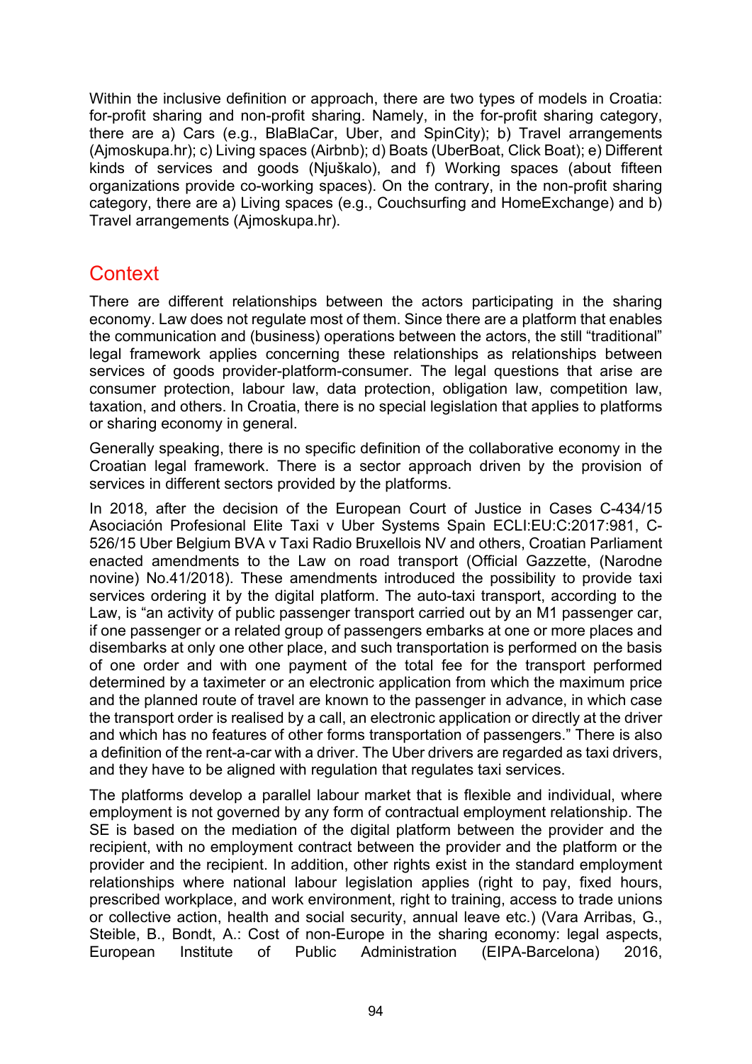Within the inclusive definition or approach, there are two types of models in Croatia: for-profit sharing and non-profit sharing. Namely, in the for-profit sharing category, there are a) Cars (e.g., BlaBlaCar, Uber, and SpinCity); b) Travel arrangements (Ajmoskupa.hr); c) Living spaces (Airbnb); d) Boats (UberBoat, Click Boat); e) Different kinds of services and goods (Njuškalo), and f) Working spaces (about fifteen organizations provide co-working spaces). On the contrary, in the non-profit sharing category, there are a) Living spaces (e.g., Couchsurfing and HomeExchange) and b) Travel arrangements (Ajmoskupa.hr).

## Context

There are different relationships between the actors participating in the sharing economy. Law does not regulate most of them. Since there are a platform that enables the communication and (business) operations between the actors, the still "traditional" legal framework applies concerning these relationships as relationships between services of goods provider-platform-consumer. The legal questions that arise are consumer protection, labour law, data protection, obligation law, competition law, taxation, and others. In Croatia, there is no special legislation that applies to platforms or sharing economy in general.

Generally speaking, there is no specific definition of the collaborative economy in the Croatian legal framework. There is a sector approach driven by the provision of services in different sectors provided by the platforms.

In 2018, after the decision of the European Court of Justice in Cases C-434/15 Asociación Profesional Elite Taxi v Uber Systems Spain ECLI:EU:C:2017:981, C-526/15 Uber Belgium BVA v Taxi Radio Bruxellois NV and others, Croatian Parliament enacted amendments to the Law on road transport (Official Gazzette, (Narodne novine) No.41/2018). These amendments introduced the possibility to provide taxi services ordering it by the digital platform. The auto-taxi transport, according to the Law, is "an activity of public passenger transport carried out by an M1 passenger car, if one passenger or a related group of passengers embarks at one or more places and disembarks at only one other place, and such transportation is performed on the basis of one order and with one payment of the total fee for the transport performed determined by a taximeter or an electronic application from which the maximum price and the planned route of travel are known to the passenger in advance, in which case the transport order is realised by a call, an electronic application or directly at the driver and which has no features of other forms transportation of passengers." There is also a definition of the rent-a-car with a driver. The Uber drivers are regarded as taxi drivers, and they have to be aligned with regulation that regulates taxi services.

The platforms develop a parallel labour market that is flexible and individual, where employment is not governed by any form of contractual employment relationship. The SE is based on the mediation of the digital platform between the provider and the recipient, with no employment contract between the provider and the platform or the provider and the recipient. In addition, other rights exist in the standard employment relationships where national labour legislation applies (right to pay, fixed hours, prescribed workplace, and work environment, right to training, access to trade unions or collective action, health and social security, annual leave etc.) (Vara Arribas, G., Steible, B., Bondt, A.: Cost of non-Europe in the sharing economy: legal aspects, European Institute of Public Administration (EIPA-Barcelona) 2016,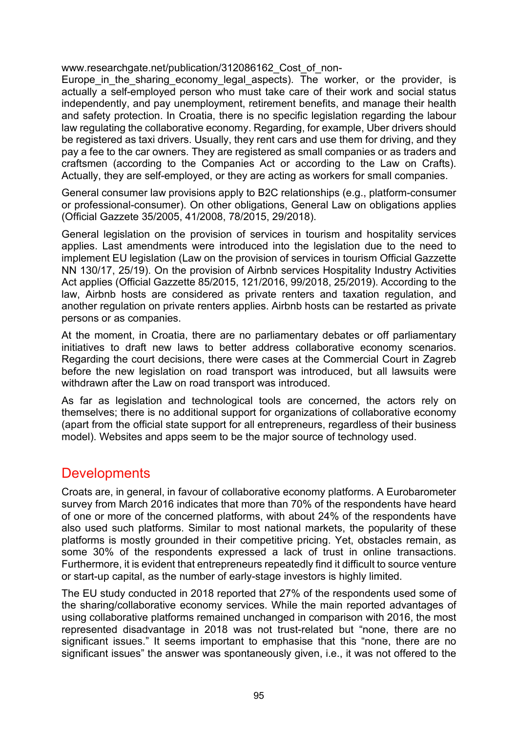www.researchgate.net/publication/312086162_Cost_of_non-Europe_in_the_sharing_economy_legal_aspects). The worker, or the provider, is actually a self-employed person who must take care of their work and social status independently, and pay unemployment, retirement benefits, and manage their health and safety protection. In Croatia, there is no specific legislation regarding the labour law regulating the collaborative economy. Regarding, for example, Uber drivers should be registered as taxi drivers. Usually, they rent cars and use them for driving, and they pay a fee to the car owners. They are registered as small companies or as traders and craftsmen (according to the Companies Act or according to the Law on Crafts). Actually, they are self-employed, or they are acting as workers for small companies.

General consumer law provisions apply to B2C relationships (e.g., platform-consumer or professional-consumer). On other obligations, General Law on obligations applies (Official Gazzete 35/2005, 41/2008, 78/2015, 29/2018).

General legislation on the provision of services in tourism and hospitality services applies. Last amendments were introduced into the legislation due to the need to implement EU legislation (Law on the provision of services in tourism Official Gazzette NN 130/17, 25/19). On the provision of Airbnb services Hospitality Industry Activities Act applies (Official Gazzette 85/2015, 121/2016, 99/2018, 25/2019). According to the law, Airbnb hosts are considered as private renters and taxation regulation, and another regulation on private renters applies. Airbnb hosts can be restarted as private persons or as companies.

At the moment, in Croatia, there are no parliamentary debates or off parliamentary initiatives to draft new laws to better address collaborative economy scenarios. Regarding the court decisions, there were cases at the Commercial Court in Zagreb before the new legislation on road transport was introduced, but all lawsuits were withdrawn after the Law on road transport was introduced.

As far as legislation and technological tools are concerned, the actors rely on themselves; there is no additional support for organizations of collaborative economy (apart from the official state support for all entrepreneurs, regardless of their business model). Websites and apps seem to be the major source of technology used.

## Developments

Croats are, in general, in favour of collaborative economy platforms. A Eurobarometer survey from March 2016 indicates that more than 70% of the respondents have heard of one or more of the concerned platforms, with about 24% of the respondents have also used such platforms. Similar to most national markets, the popularity of these platforms is mostly grounded in their competitive pricing. Yet, obstacles remain, as some 30% of the respondents expressed a lack of trust in online transactions. Furthermore, it is evident that entrepreneurs repeatedly find it difficult to source venture or start-up capital, as the number of early-stage investors is highly limited.

The EU study conducted in 2018 reported that 27% of the respondents used some of the sharing/collaborative economy services. While the main reported advantages of using collaborative platforms remained unchanged in comparison with 2016, the most represented disadvantage in 2018 was not trust-related but "none, there are no significant issues." It seems important to emphasise that this "none, there are no significant issues" the answer was spontaneously given, i.e., it was not offered to the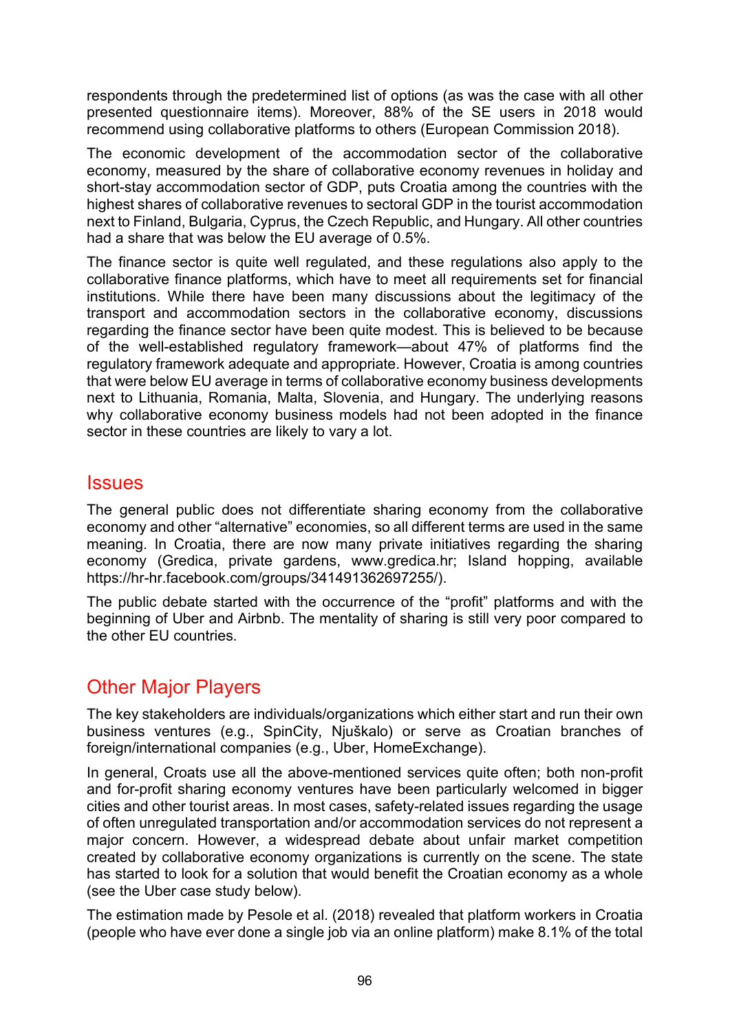respondents through the predetermined list of options (as was the case with all other presented questionnaire items). Moreover, 88% of the SE users in 2018 would recommend using collaborative platforms to others (European Commission 2018).

The economic development of the accommodation sector of the collaborative economy, measured by the share of collaborative economy revenues in holiday and short-stay accommodation sector of GDP, puts Croatia among the countries with the highest shares of collaborative revenues to sectoral GDP in the tourist accommodation next to Finland, Bulgaria, Cyprus, the Czech Republic, and Hungary. All other countries had a share that was below the EU average of 0.5%.

The finance sector is quite well regulated, and these regulations also apply to the collaborative finance platforms, which have to meet all requirements set for financial institutions. While there have been many discussions about the legitimacy of the transport and accommodation sectors in the collaborative economy, discussions regarding the finance sector have been quite modest. This is believed to be because of the well-established regulatory framework—about 47% of platforms find the regulatory framework adequate and appropriate. However, Croatia is among countries that were below EU average in terms of collaborative economy business developments next to Lithuania, Romania, Malta, Slovenia, and Hungary. The underlying reasons why collaborative economy business models had not been adopted in the finance sector in these countries are likely to vary a lot.

## Issues

The general public does not differentiate sharing economy from the collaborative economy and other "alternative" economies, so all different terms are used in the same meaning. In Croatia, there are now many private initiatives regarding the sharing economy (Gredica, private gardens, www.gredica.hr; Island hopping, available https://hr-hr.facebook.com/groups/341491362697255/).

The public debate started with the occurrence of the "profit" platforms and with the beginning of Uber and Airbnb. The mentality of sharing is still very poor compared to the other EU countries.

## Other Major Players

The key stakeholders are individuals/organizations which either start and run their own business ventures (e.g., SpinCity, Njuškalo) or serve as Croatian branches of foreign/international companies (e.g., Uber, HomeExchange).

In general, Croats use all the above-mentioned services quite often; both non-profit and for-profit sharing economy ventures have been particularly welcomed in bigger cities and other tourist areas. In most cases, safety-related issues regarding the usage of often unregulated transportation and/or accommodation services do not represent a major concern. However, a widespread debate about unfair market competition created by collaborative economy organizations is currently on the scene. The state has started to look for a solution that would benefit the Croatian economy as a whole (see the Uber case study below).

The estimation made by Pesole et al. (2018) revealed that platform workers in Croatia (people who have ever done a single job via an online platform) make 8.1% of the total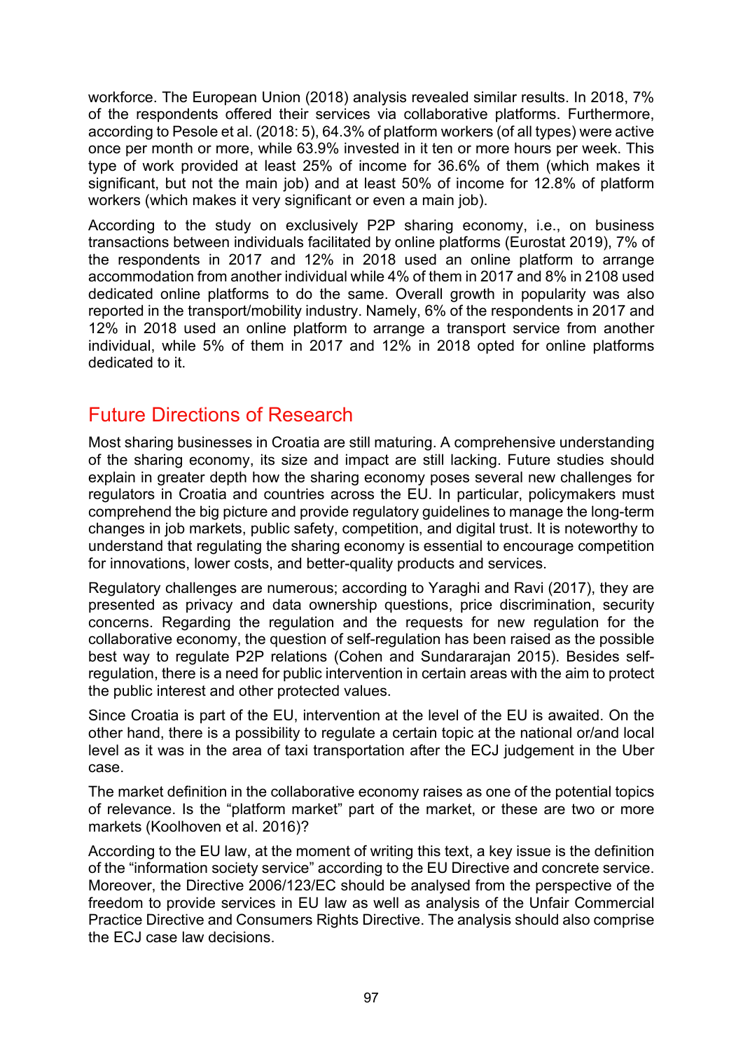workforce. The European Union (2018) analysis revealed similar results. In 2018, 7% of the respondents offered their services via collaborative platforms. Furthermore, according to Pesole et al. (2018: 5), 64.3% of platform workers (of all types) were active once per month or more, while 63.9% invested in it ten or more hours per week. This type of work provided at least 25% of income for 36.6% of them (which makes it significant, but not the main job) and at least 50% of income for 12.8% of platform workers (which makes it very significant or even a main job).

According to the study on exclusively P2P sharing economy, i.e., on business transactions between individuals facilitated by online platforms (Eurostat 2019), 7% of the respondents in 2017 and 12% in 2018 used an online platform to arrange accommodation from another individual while 4% of them in 2017 and 8% in 2108 used dedicated online platforms to do the same. Overall growth in popularity was also reported in the transport/mobility industry. Namely, 6% of the respondents in 2017 and 12% in 2018 used an online platform to arrange a transport service from another individual, while 5% of them in 2017 and 12% in 2018 opted for online platforms dedicated to it.

## Future Directions of Research

Most sharing businesses in Croatia are still maturing. A comprehensive understanding of the sharing economy, its size and impact are still lacking. Future studies should explain in greater depth how the sharing economy poses several new challenges for regulators in Croatia and countries across the EU. In particular, policymakers must comprehend the big picture and provide regulatory guidelines to manage the long-term changes in job markets, public safety, competition, and digital trust. It is noteworthy to understand that regulating the sharing economy is essential to encourage competition for innovations, lower costs, and better-quality products and services.

Regulatory challenges are numerous; according to Yaraghi and Ravi (2017), they are presented as privacy and data ownership questions, price discrimination, security concerns. Regarding the regulation and the requests for new regulation for the collaborative economy, the question of self-regulation has been raised as the possible best way to regulate P2P relations (Cohen and Sundararajan 2015). Besides self-regulation, there is a need for public intervention in certain areas with the aim to protect the public interest and other protected values.

Since Croatia is part of the EU, intervention at the level of the EU is awaited. On the other hand, there is a possibility to regulate a certain topic at the national or/and local level as it was in the area of taxi transportation after the ECJ judgement in the Uber case.

The market definition in the collaborative economy raises as one of the potential topics of relevance. Is the "platform market" part of the market, or these are two or more markets (Koolhoven et al. 2016)?

According to the EU law, at the moment of writing this text, a key issue is the definition of the "information society service" according to the EU Directive and concrete service. Moreover, the Directive 2006/123/EC should be analysed from the perspective of the freedom to provide services in EU law as well as analysis of the Unfair Commercial Practice Directive and Consumers Rights Directive. The analysis should also comprise the ECJ case law decisions.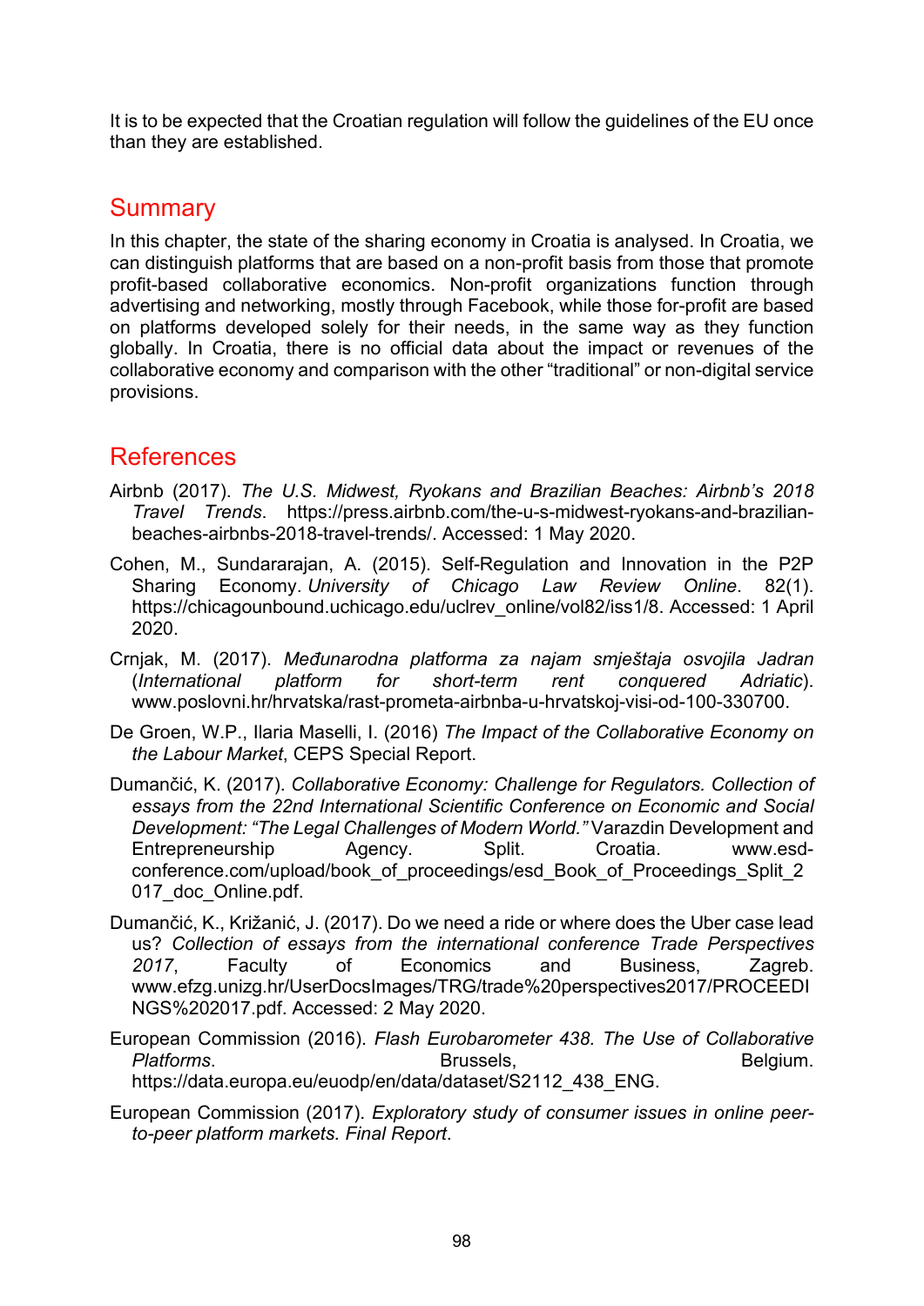It is to be expected that the Croatian regulation will follow the guidelines of the EU once than they are established.

## Summary

In this chapter, the state of the sharing economy in Croatia is analysed. In Croatia, we can distinguish platforms that are based on a non-profit basis from those that promote profit-based collaborative economics. Non-profit organizations function through advertising and networking, mostly through Facebook, while those for-profit are based on platforms developed solely for their needs, in the same way as they function globally. In Croatia, there is no official data about the impact or revenues of the collaborative economy and comparison with the other “traditional” or non-digital service provisions.

## References

Airbnb (2017). *The U.S. Midwest, Ryokans and Brazilian Beaches: Airbnb’s 2018 Travel Trends*. https://press.airbnb.com/the-u-s-midwest-ryokans-and-brazilian-beaches-airbnbs-2018-travel-trends/. Accessed: 1 May 2020.

Cohen, M., Sundararajan, A. (2015). Self-Regulation and Innovation in the P2P Sharing Economy. *University of Chicago Law Review Online*. 82(1). https://chicagounbound.uchicago.edu/uclrev_online/vol82/iss1/8. Accessed: 1 April 2020.

Crnjak, M. (2017). *Međunarodna platforma za najam smještaja osvojila Jadran* (*International platform for short-term rent conquered Adriatic*). www.poslovni.hr/hrvatska/rast-prometa-airbnba-u-hrvatskoj-visi-od-100-330700.

De Groen, W.P., Ilaria Maselli, I. (2016) *The Impact of the Collaborative Economy on the Labour Market*, CEPS Special Report.

Dumančić, K. (2017). *Collaborative Economy: Challenge for Regulators. Collection of essays from the 22nd International Scientific Conference on Economic and Social Development: “The Legal Challenges of Modern World.”* Varazdin Development and Entrepreneurship Agency. Split. Croatia. www.esd-conference.com/upload/book_of_proceedings/esd_Book_of_Proceedings_Split_2017_doc_Online.pdf.

Dumančić, K., Križanić, J. (2017). Do we need a ride or where does the Uber case lead us? *Collection of essays from the international conference Trade Perspectives 2017*, Faculty of Economics and Business, Zagreb. www.efzg.unizg.hr/UserDocsImages/TRG/trade%20perspectives2017/PROCEEDINGS%202017.pdf. Accessed: 2 May 2020.

European Commission (2016). *Flash Eurobarometer 438. The Use of Collaborative Platforms*. Brussels, Belgium. https://data.europa.eu/euodp/en/data/dataset/S2112_438_ENG.

European Commission (2017). *Exploratory study of consumer issues in online peer-to-peer platform markets. Final Report*.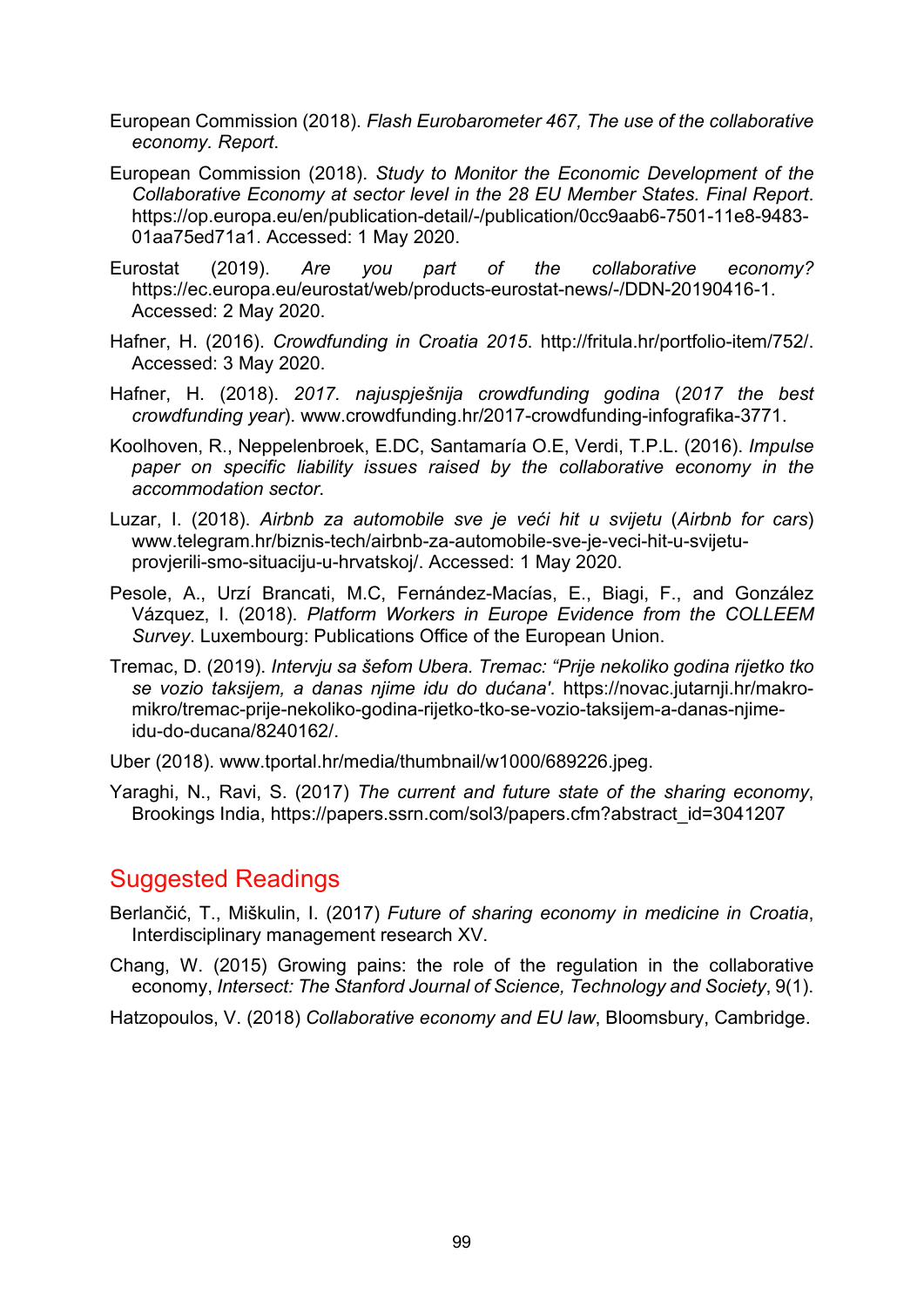European Commission (2018). *Flash Eurobarometer 467, The use of the collaborative economy. Report*.

European Commission (2018). *Study to Monitor the Economic Development of the Collaborative Economy at sector level in the 28 EU Member States. Final Report*. https://op.europa.eu/en/publication-detail/-/publication/0cc9aab6-7501-11e8-9483-01aa75ed71a1. Accessed: 1 May 2020.

Eurostat (2019). *Are you part of the collaborative economy?* https://ec.europa.eu/eurostat/web/products-eurostat-news/-/DDN-20190416-1. Accessed: 2 May 2020.

Hafner, H. (2016). *Crowdfunding in Croatia 2015*. http://fritula.hr/portfolio-item/752/. Accessed: 3 May 2020.

Hafner, H. (2018). *2017. najuspješnija crowdfunding godina* (*2017 the best crowdfunding year*). www.crowdfunding.hr/2017-crowdfunding-infografika-3771.

Koolhoven, R., Neppelenbroek, E.DC, Santamaría O.E, Verdi, T.P.L. (2016). *Impulse paper on specific liability issues raised by the collaborative economy in the accommodation sector*.

Luzar, I. (2018). *Airbnb za automobile sve je veći hit u svijetu* (*Airbnb for cars*) www.telegram.hr/biznis-tech/airbnb-za-automobile-sve-je-veci-hit-u-svijetu-provjerili-smo-situaciju-u-hrvatskoj/. Accessed: 1 May 2020.

Pesole, A., Urzí Brancati, M.C, Fernández-Macías, E., Biagi, F., and González Vázquez, I. (2018). *Platform Workers in Europe Evidence from the COLLEEM Survey*. Luxembourg: Publications Office of the European Union.

Tremac, D. (2019). *Intervju sa šefom Ubera. Tremac: "Prije nekoliko godina rijetko tko se vozio taksijem, a danas njime idu do dućana'*. https://novac.jutarnji.hr/makro-mikro/tremac-prije-nekoliko-godina-rijetko-tko-se-vozio-taksijem-a-danas-njime-idu-do-ducana/8240162/.

Uber (2018). www.tportal.hr/media/thumbnail/w1000/689226.jpeg.

Yaraghi, N., Ravi, S. (2017) *The current and future state of the sharing economy*, Brookings India, https://papers.ssrn.com/sol3/papers.cfm?abstract_id=3041207

## Suggested Readings

Berlančić, T., Miškulin, I. (2017) *Future of sharing economy in medicine in Croatia*, Interdisciplinary management research XV.

Chang, W. (2015) Growing pains: the role of the regulation in the collaborative economy, *Intersect: The Stanford Journal of Science, Technology and Society*, 9(1).

Hatzopoulos, V. (2018) *Collaborative economy and EU law*, Bloomsbury, Cambridge.